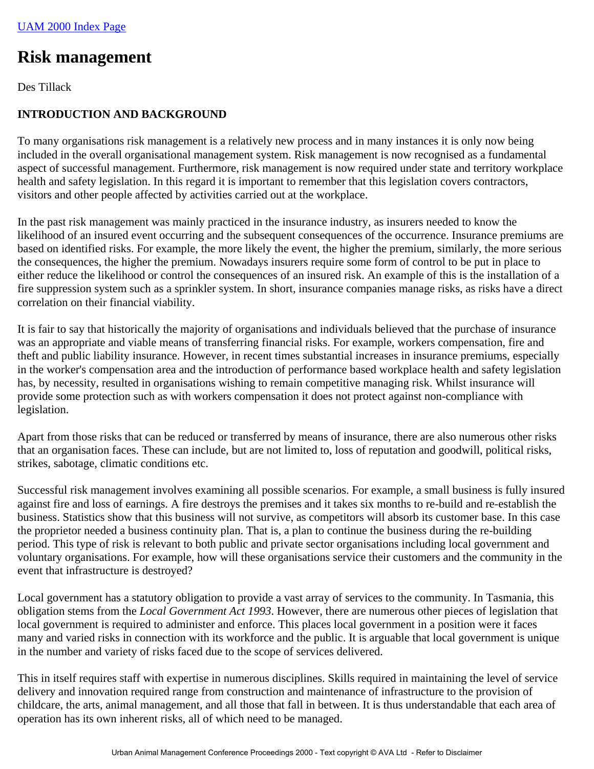UAM 2000 Index Page

# Risk management

Des Tillack

## INTRODUCTION AND BACKGROUND

To many organisations risk management is a relatively new process and in many instances it is only now being included in the overall organisational management system. Risk management is now recognised as a fundamental aspect of successful management. Furthermore, risk management is now required under state and territory workplace health and safety legislation. In this regard it is important to remember that this legislation covers contractors, visitors and other people affected by activities carried out at the workplace.

In the past risk management was mainly practiced in the insurance industry, as insurers needed to know the likelihood of an insured event occurring and the subsequent consequences of the occurrence. Insurance premiums are based on identified risks. For example, the more likely the event, the higher the premium, similarly, the more serious the consequences, the higher the premium. Nowadays insurers require some form of control to be put in place to either reduce the likelihood or control the consequences of an insured risk. An example of this is the installation of a fire suppression system such as a sprinkler system. In short, insurance companies manage risks, as risks have a direct correlation on their financial viability.

It is fair to say that historically the majority of organisations and individuals believed that the purchase of insurance was an appropriate and viable means of transferring financial risks. For example, workers compensation, fire and theft and public liability insurance. However, in recent times substantial increases in insurance premiums, especially in the worker's compensation area and the introduction of performance based workplace health and safety legislation has, by necessity, resulted in organisations wishing to remain competitive managing risk. Whilst insurance will provide some protection such as with workers compensation it does not protect against non-compliance with legislation.

Apart from those risks that can be reduced or transferred by means of insurance, there are also numerous other risks that an organisation faces. These can include, but are not limited to, loss of reputation and goodwill, political risks, strikes, sabotage, climatic conditions etc.

Successful risk management involves examining all possible scenarios. For example, a small business is fully insured against fire and loss of earnings. A fire destroys the premises and it takes six months to re-build and re-establish the business. Statistics show that this business will not survive, as competitors will absorb its customer base. In this case the proprietor needed a business continuity plan. That is, a plan to continue the business during the re-building period. This type of risk is relevant to both public and private sector organisations including local government and voluntary organisations. For example, how will these organisations service their customers and the community in the event that infrastructure is destroyed?

Local government has a statutory obligation to provide a vast array of services to the community. In Tasmania, this obligation stems from the *Local Government Act 1993*. However, there are numerous other pieces of legislation that local government is required to administer and enforce. This places local government in a position were it faces many and varied risks in connection with its workforce and the public. It is arguable that local government is unique in the number and variety of risks faced due to the scope of services delivered.

This in itself requires staff with expertise in numerous disciplines. Skills required in maintaining the level of service delivery and innovation required range from construction and maintenance of infrastructure to the provision of childcare, the arts, animal management, and all those that fall in between. It is thus understandable that each area of operation has its own inherent risks, all of which need to be managed.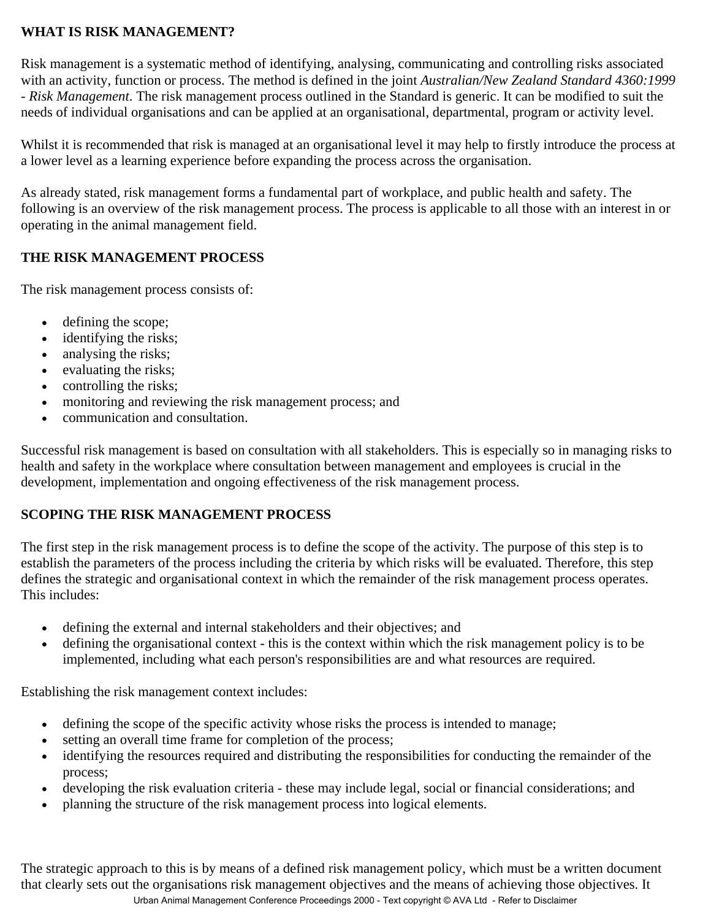**WHAT IS RISK MANAGEMENT?**

Risk management is a systematic method of identifying, analysing, communicating and controlling risks associated with an activity, function or process. The method is defined in the joint *Australian/New Zealand Standard 4360:1999 - Risk Management*. The risk management process outlined in the Standard is generic. It can be modified to suit the needs of individual organisations and can be applied at an organisational, departmental, program or activity level.

Whilst it is recommended that risk is managed at an organisational level it may help to firstly introduce the process at a lower level as a learning experience before expanding the process across the organisation.

As already stated, risk management forms a fundamental part of workplace, and public health and safety. The following is an overview of the risk management process. The process is applicable to all those with an interest in or operating in the animal management field.

**THE RISK MANAGEMENT PROCESS**

The risk management process consists of:

- defining the scope;
- identifying the risks;
- analysing the risks;
- evaluating the risks;
- controlling the risks;
- monitoring and reviewing the risk management process; and
- communication and consultation.

Successful risk management is based on consultation with all stakeholders. This is especially so in managing risks to health and safety in the workplace where consultation between management and employees is crucial in the development, implementation and ongoing effectiveness of the risk management process.

**SCOPING THE RISK MANAGEMENT PROCESS**

The first step in the risk management process is to define the scope of the activity. The purpose of this step is to establish the parameters of the process including the criteria by which risks will be evaluated. Therefore, this step defines the strategic and organisational context in which the remainder of the risk management process operates. This includes:

- defining the external and internal stakeholders and their objectives; and
- defining the organisational context - this is the context within which the risk management policy is to be implemented, including what each person's responsibilities are and what resources are required.

Establishing the risk management context includes:

- defining the scope of the specific activity whose risks the process is intended to manage;
- setting an overall time frame for completion of the process;
- identifying the resources required and distributing the responsibilities for conducting the remainder of the process;
- developing the risk evaluation criteria - these may include legal, social or financial considerations; and
- planning the structure of the risk management process into logical elements.

The strategic approach to this is by means of a defined risk management policy, which must be a written document that clearly sets out the organisations risk management objectives and the means of achieving those objectives. It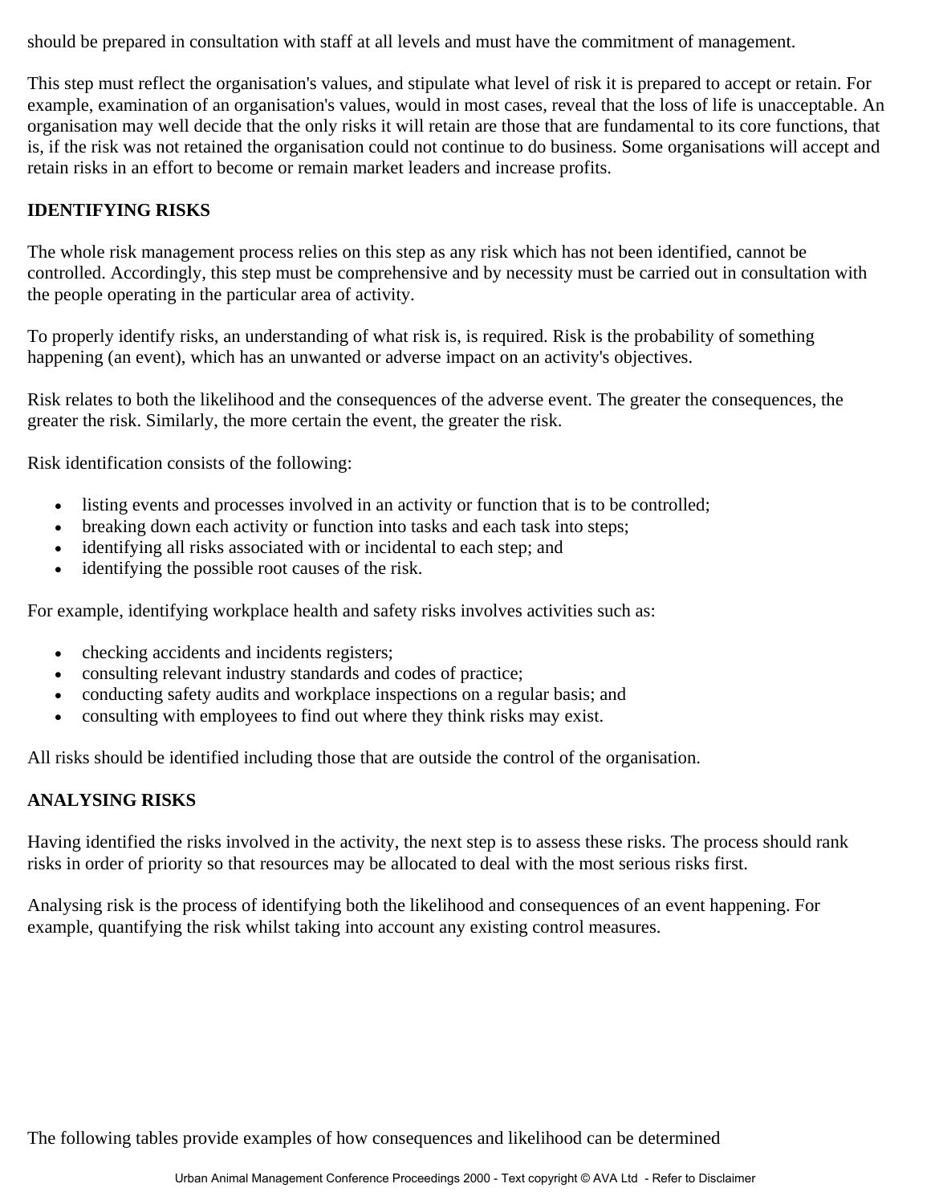should be prepared in consultation with staff at all levels and must have the commitment of management.

This step must reflect the organisation's values, and stipulate what level of risk it is prepared to accept or retain. For example, examination of an organisation's values, would in most cases, reveal that the loss of life is unacceptable. An organisation may well decide that the only risks it will retain are those that are fundamental to its core functions, that is, if the risk was not retained the organisation could not continue to do business. Some organisations will accept and retain risks in an effort to become or remain market leaders and increase profits.

## IDENTIFYING RISKS

The whole risk management process relies on this step as any risk which has not been identified, cannot be controlled. Accordingly, this step must be comprehensive and by necessity must be carried out in consultation with the people operating in the particular area of activity.

To properly identify risks, an understanding of what risk is, is required. Risk is the probability of something happening (an event), which has an unwanted or adverse impact on an activity's objectives.

Risk relates to both the likelihood and the consequences of the adverse event. The greater the consequences, the greater the risk. Similarly, the more certain the event, the greater the risk.

Risk identification consists of the following:

- listing events and processes involved in an activity or function that is to be controlled;
- breaking down each activity or function into tasks and each task into steps;
- identifying all risks associated with or incidental to each step; and
- identifying the possible root causes of the risk.

For example, identifying workplace health and safety risks involves activities such as:

- checking accidents and incidents registers;
- consulting relevant industry standards and codes of practice;
- conducting safety audits and workplace inspections on a regular basis; and
- consulting with employees to find out where they think risks may exist.

All risks should be identified including those that are outside the control of the organisation.

## ANALYSING RISKS

Having identified the risks involved in the activity, the next step is to assess these risks. The process should rank risks in order of priority so that resources may be allocated to deal with the most serious risks first.

Analysing risk is the process of identifying both the likelihood and consequences of an event happening. For example, quantifying the risk whilst taking into account any existing control measures.

The following tables provide examples of how consequences and likelihood can be determined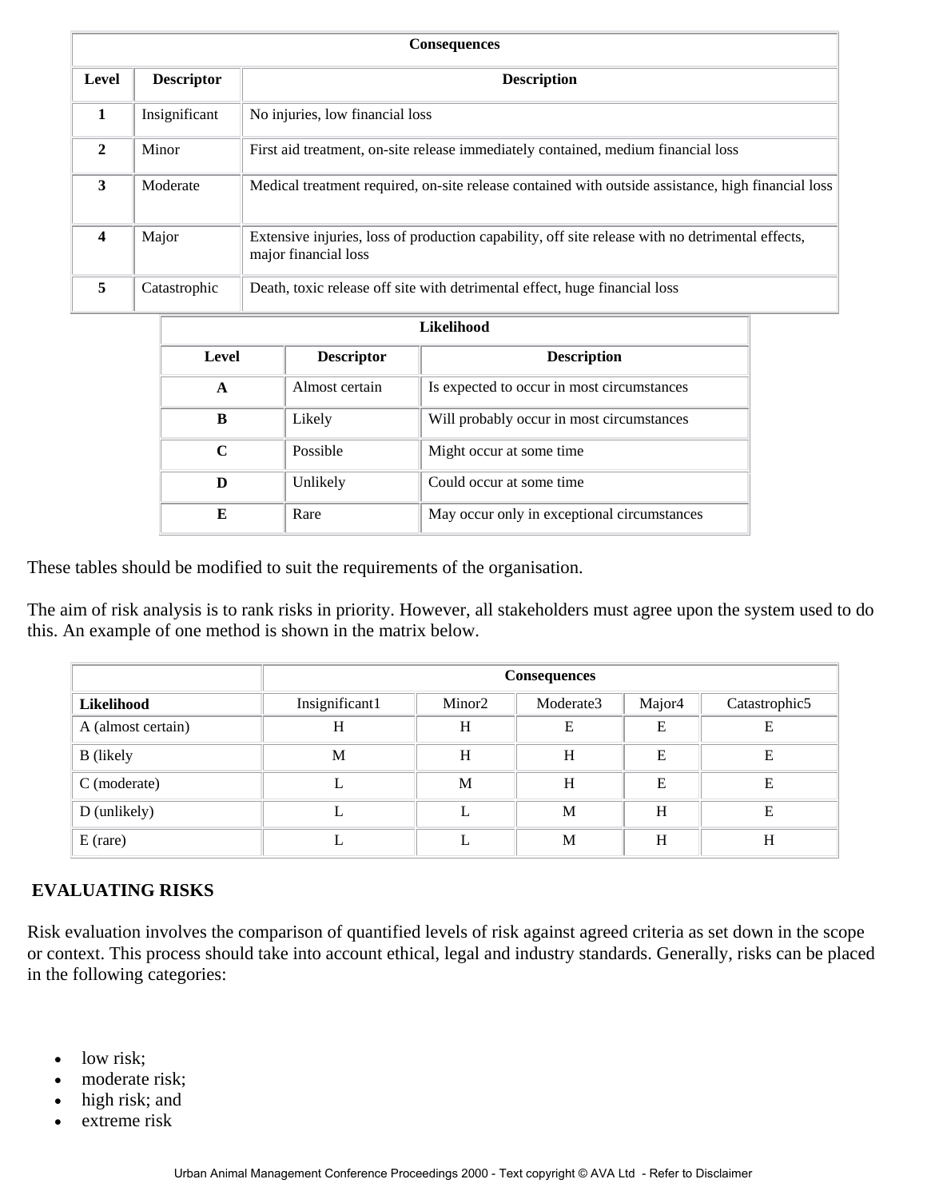| Consequences | | |
|---|---|---|
| **Level** | **Descriptor** | **Description** |
| **1** | Insignificant | No injuries, low financial loss |
| **2** | Minor | First aid treatment, on-site release immediately contained, medium financial loss |
| **3** | Moderate | Medical treatment required, on-site release contained with outside assistance, high financial loss |
| **4** | Major | Extensive injuries, loss of production capability, off site release with no detrimental effects, major financial loss |
| **5** | Catastrophic | Death, toxic release off site with detrimental effect, huge financial loss |

| Likelihood | | |
|---|---|---|
| **Level** | **Descriptor** | **Description** |
| **A** | Almost certain | Is expected to occur in most circumstances |
| **B** | Likely | Will probably occur in most circumstances |
| **C** | Possible | Might occur at some time |
| **D** | Unlikely | Could occur at some time |
| **E** | Rare | May occur only in exceptional circumstances |

These tables should be modified to suit the requirements of the organisation.

The aim of risk analysis is to rank risks in priority. However, all stakeholders must agree upon the system used to do this. An example of one method is shown in the matrix below.

| | Consequences | | | | |
|---|---|---|---|---|---|
| **Likelihood** | Insignificant1 | Minor2 | Moderate3 | Major4 | Catastrophic5 |
| A (almost certain) | H | H | E | E | E |
| B (likely | M | H | H | E | E |
| C (moderate) | L | M | H | E | E |
| D (unlikely) | L | L | M | H | E |
| E (rare) | L | L | M | H | H |

## EVALUATING RISKS

Risk evaluation involves the comparison of quantified levels of risk against agreed criteria as set down in the scope or context. This process should take into account ethical, legal and industry standards. Generally, risks can be placed in the following categories:

- low risk;
- moderate risk;
- high risk; and
- extreme risk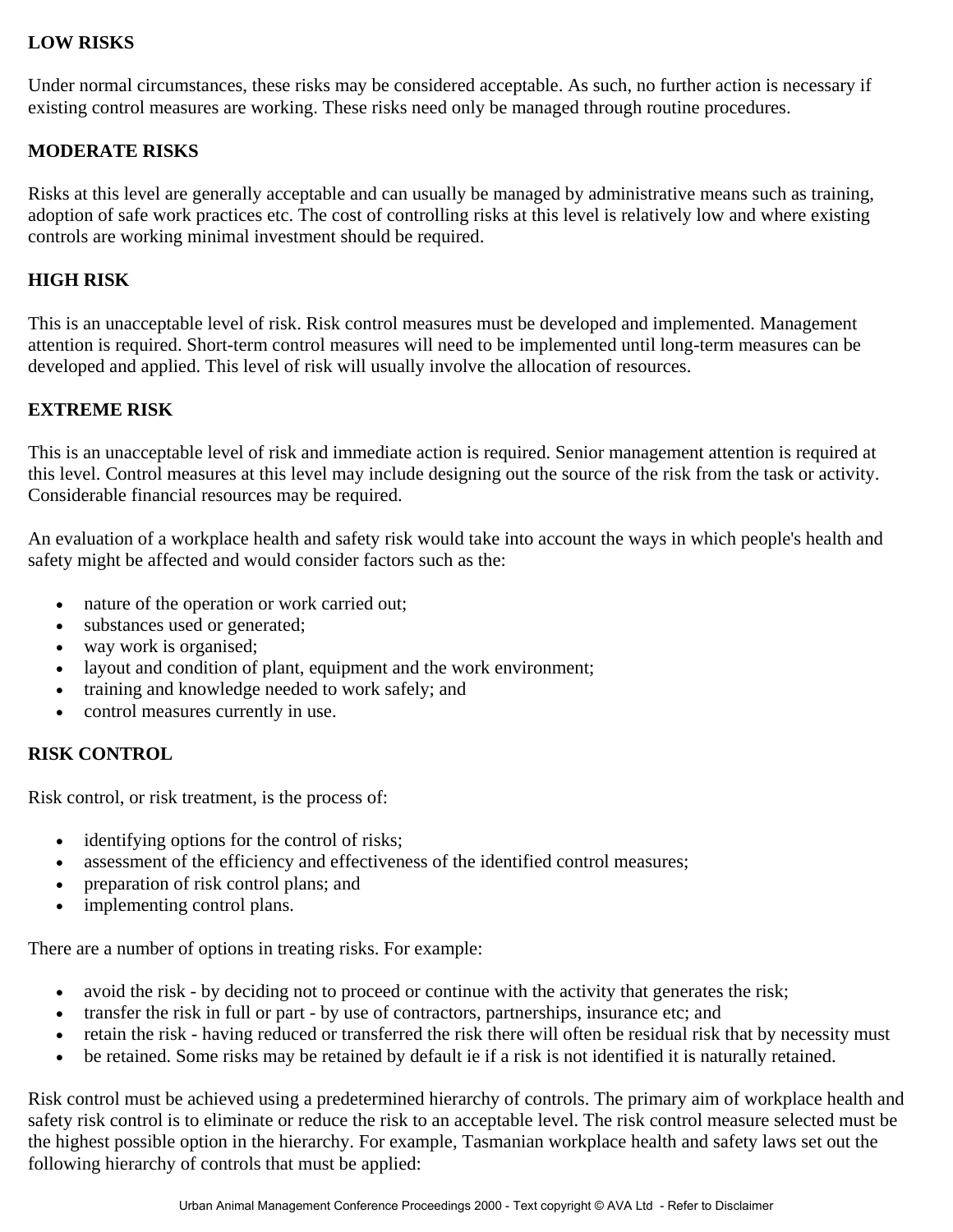**LOW RISKS**

Under normal circumstances, these risks may be considered acceptable. As such, no further action is necessary if existing control measures are working. These risks need only be managed through routine procedures.

**MODERATE RISKS**

Risks at this level are generally acceptable and can usually be managed by administrative means such as training, adoption of safe work practices etc. The cost of controlling risks at this level is relatively low and where existing controls are working minimal investment should be required.

**HIGH RISK**

This is an unacceptable level of risk. Risk control measures must be developed and implemented. Management attention is required. Short-term control measures will need to be implemented until long-term measures can be developed and applied. This level of risk will usually involve the allocation of resources.

**EXTREME RISK**

This is an unacceptable level of risk and immediate action is required. Senior management attention is required at this level. Control measures at this level may include designing out the source of the risk from the task or activity. Considerable financial resources may be required.

An evaluation of a workplace health and safety risk would take into account the ways in which people's health and safety might be affected and would consider factors such as the:

- nature of the operation or work carried out;
- substances used or generated;
- way work is organised;
- layout and condition of plant, equipment and the work environment;
- training and knowledge needed to work safely; and
- control measures currently in use.

**RISK CONTROL**

Risk control, or risk treatment, is the process of:

- identifying options for the control of risks;
- assessment of the efficiency and effectiveness of the identified control measures;
- preparation of risk control plans; and
- implementing control plans.

There are a number of options in treating risks. For example:

- avoid the risk - by deciding not to proceed or continue with the activity that generates the risk;
- transfer the risk in full or part - by use of contractors, partnerships, insurance etc; and
- retain the risk - having reduced or transferred the risk there will often be residual risk that by necessity must
- be retained. Some risks may be retained by default ie if a risk is not identified it is naturally retained.

Risk control must be achieved using a predetermined hierarchy of controls. The primary aim of workplace health and safety risk control is to eliminate or reduce the risk to an acceptable level. The risk control measure selected must be the highest possible option in the hierarchy. For example, Tasmanian workplace health and safety laws set out the following hierarchy of controls that must be applied: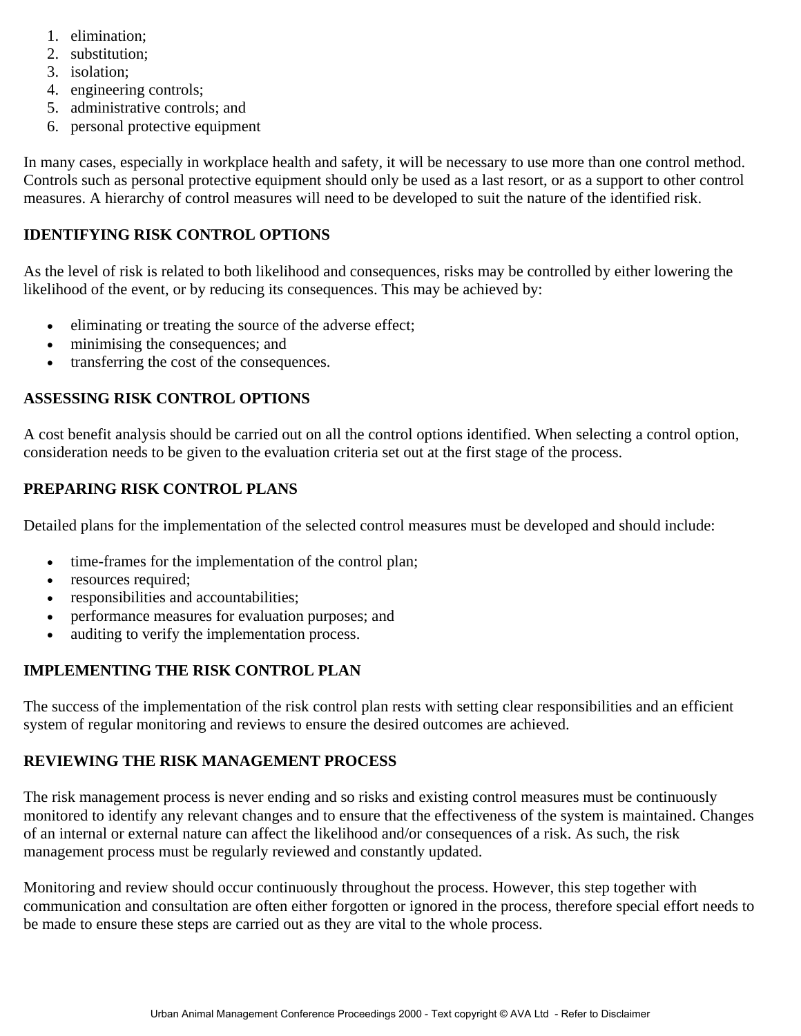1. elimination;
2. substitution;
3. isolation;
4. engineering controls;
5. administrative controls; and
6. personal protective equipment

In many cases, especially in workplace health and safety, it will be necessary to use more than one control method. Controls such as personal protective equipment should only be used as a last resort, or as a support to other control measures. A hierarchy of control measures will need to be developed to suit the nature of the identified risk.

## IDENTIFYING RISK CONTROL OPTIONS

As the level of risk is related to both likelihood and consequences, risks may be controlled by either lowering the likelihood of the event, or by reducing its consequences. This may be achieved by:

- eliminating or treating the source of the adverse effect;
- minimising the consequences; and
- transferring the cost of the consequences.

## ASSESSING RISK CONTROL OPTIONS

A cost benefit analysis should be carried out on all the control options identified. When selecting a control option, consideration needs to be given to the evaluation criteria set out at the first stage of the process.

## PREPARING RISK CONTROL PLANS

Detailed plans for the implementation of the selected control measures must be developed and should include:

- time-frames for the implementation of the control plan;
- resources required;
- responsibilities and accountabilities;
- performance measures for evaluation purposes; and
- auditing to verify the implementation process.

## IMPLEMENTING THE RISK CONTROL PLAN

The success of the implementation of the risk control plan rests with setting clear responsibilities and an efficient system of regular monitoring and reviews to ensure the desired outcomes are achieved.

## REVIEWING THE RISK MANAGEMENT PROCESS

The risk management process is never ending and so risks and existing control measures must be continuously monitored to identify any relevant changes and to ensure that the effectiveness of the system is maintained. Changes of an internal or external nature can affect the likelihood and/or consequences of a risk. As such, the risk management process must be regularly reviewed and constantly updated.

Monitoring and review should occur continuously throughout the process. However, this step together with communication and consultation are often either forgotten or ignored in the process, therefore special effort needs to be made to ensure these steps are carried out as they are vital to the whole process.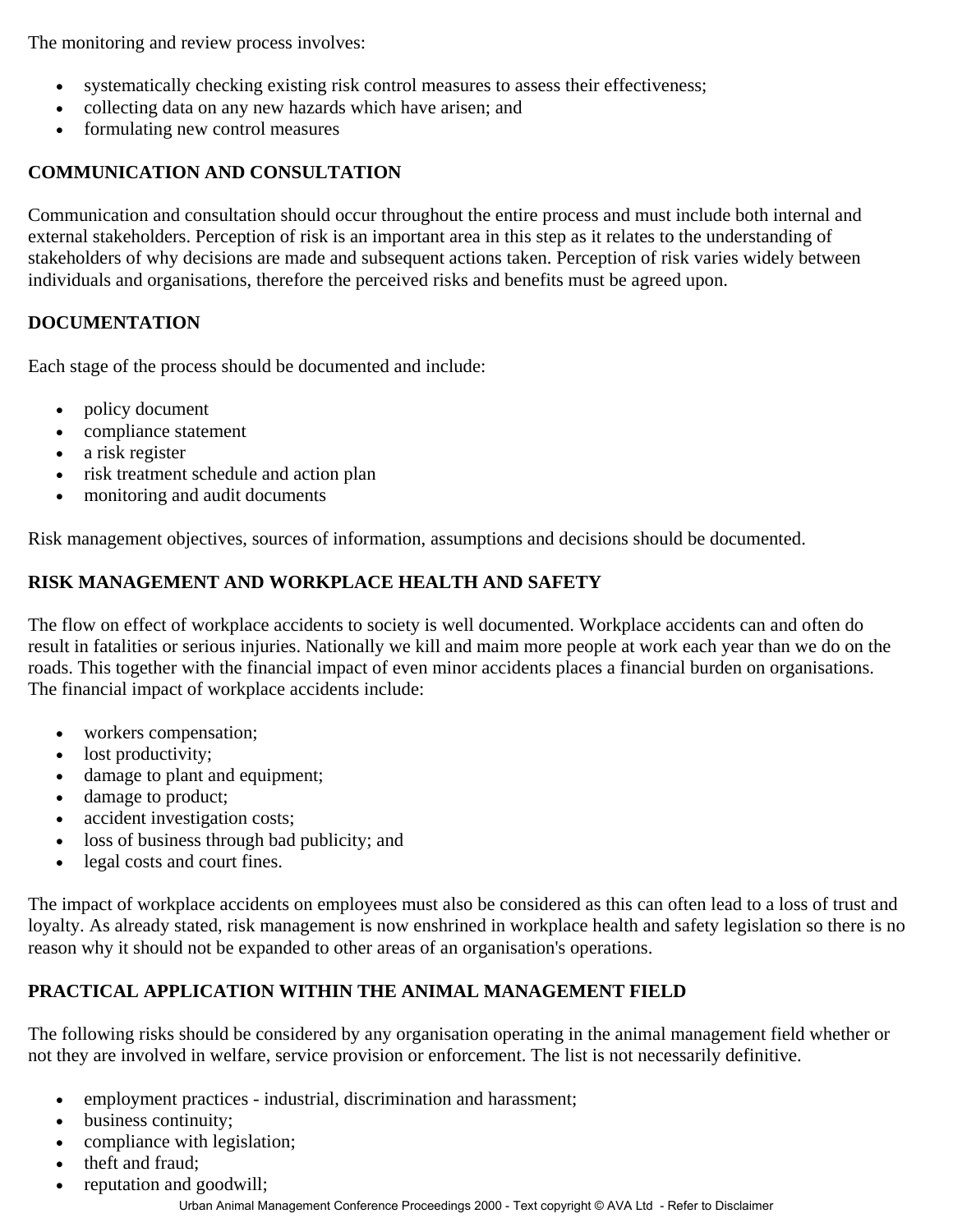The monitoring and review process involves:

- systematically checking existing risk control measures to assess their effectiveness;
- collecting data on any new hazards which have arisen; and
- formulating new control measures

## COMMUNICATION AND CONSULTATION

Communication and consultation should occur throughout the entire process and must include both internal and external stakeholders. Perception of risk is an important area in this step as it relates to the understanding of stakeholders of why decisions are made and subsequent actions taken. Perception of risk varies widely between individuals and organisations, therefore the perceived risks and benefits must be agreed upon.

## DOCUMENTATION

Each stage of the process should be documented and include:

- policy document
- compliance statement
- a risk register
- risk treatment schedule and action plan
- monitoring and audit documents

Risk management objectives, sources of information, assumptions and decisions should be documented.

## RISK MANAGEMENT AND WORKPLACE HEALTH AND SAFETY

The flow on effect of workplace accidents to society is well documented. Workplace accidents can and often do result in fatalities or serious injuries. Nationally we kill and maim more people at work each year than we do on the roads. This together with the financial impact of even minor accidents places a financial burden on organisations. The financial impact of workplace accidents include:

- workers compensation;
- lost productivity;
- damage to plant and equipment;
- damage to product;
- accident investigation costs;
- loss of business through bad publicity; and
- legal costs and court fines.

The impact of workplace accidents on employees must also be considered as this can often lead to a loss of trust and loyalty. As already stated, risk management is now enshrined in workplace health and safety legislation so there is no reason why it should not be expanded to other areas of an organisation's operations.

## PRACTICAL APPLICATION WITHIN THE ANIMAL MANAGEMENT FIELD

The following risks should be considered by any organisation operating in the animal management field whether or not they are involved in welfare, service provision or enforcement. The list is not necessarily definitive.

- employment practices - industrial, discrimination and harassment;
- business continuity;
- compliance with legislation;
- theft and fraud;
- reputation and goodwill;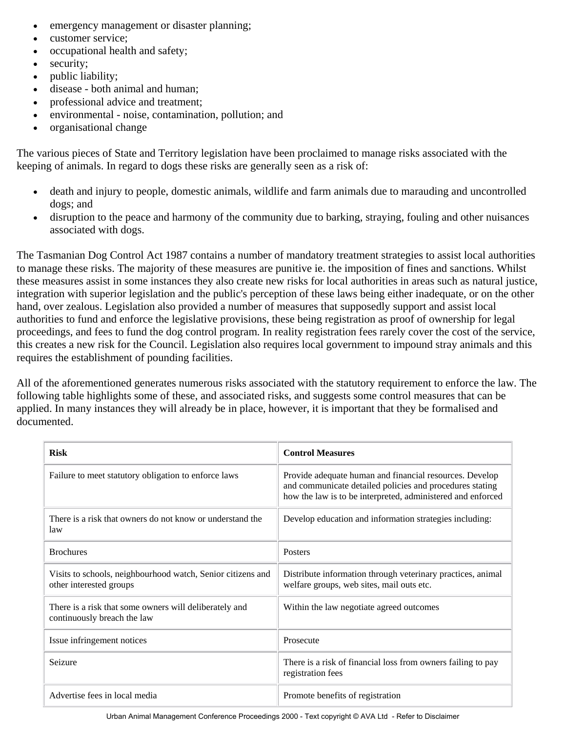- emergency management or disaster planning;
- customer service;
- occupational health and safety;
- security;
- public liability;
- disease - both animal and human;
- professional advice and treatment;
- environmental - noise, contamination, pollution; and
- organisational change

The various pieces of State and Territory legislation have been proclaimed to manage risks associated with the keeping of animals. In regard to dogs these risks are generally seen as a risk of:

- death and injury to people, domestic animals, wildlife and farm animals due to marauding and uncontrolled dogs; and
- disruption to the peace and harmony of the community due to barking, straying, fouling and other nuisances associated with dogs.

The Tasmanian Dog Control Act 1987 contains a number of mandatory treatment strategies to assist local authorities to manage these risks. The majority of these measures are punitive ie. the imposition of fines and sanctions. Whilst these measures assist in some instances they also create new risks for local authorities in areas such as natural justice, integration with superior legislation and the public's perception of these laws being either inadequate, or on the other hand, over zealous. Legislation also provided a number of measures that supposedly support and assist local authorities to fund and enforce the legislative provisions, these being registration as proof of ownership for legal proceedings, and fees to fund the dog control program. In reality registration fees rarely cover the cost of the service, this creates a new risk for the Council. Legislation also requires local government to impound stray animals and this requires the establishment of pounding facilities.

All of the aforementioned generates numerous risks associated with the statutory requirement to enforce the law. The following table highlights some of these, and associated risks, and suggests some control measures that can be applied. In many instances they will already be in place, however, it is important that they be formalised and documented.

| **Risk** | **Control Measures** |
|---|---|
| Failure to meet statutory obligation to enforce laws | Provide adequate human and financial resources. Develop and communicate detailed policies and procedures stating how the law is to be interpreted, administered and enforced |
| There is a risk that owners do not know or understand the law | Develop education and information strategies including: |
| Brochures | Posters |
| Visits to schools, neighbourhood watch, Senior citizens and other interested groups | Distribute information through veterinary practices, animal welfare groups, web sites, mail outs etc. |
| There is a risk that some owners will deliberately and continuously breach the law | Within the law negotiate agreed outcomes |
| Issue infringement notices | Prosecute |
| Seizure | There is a risk of financial loss from owners failing to pay registration fees |
| Advertise fees in local media | Promote benefits of registration |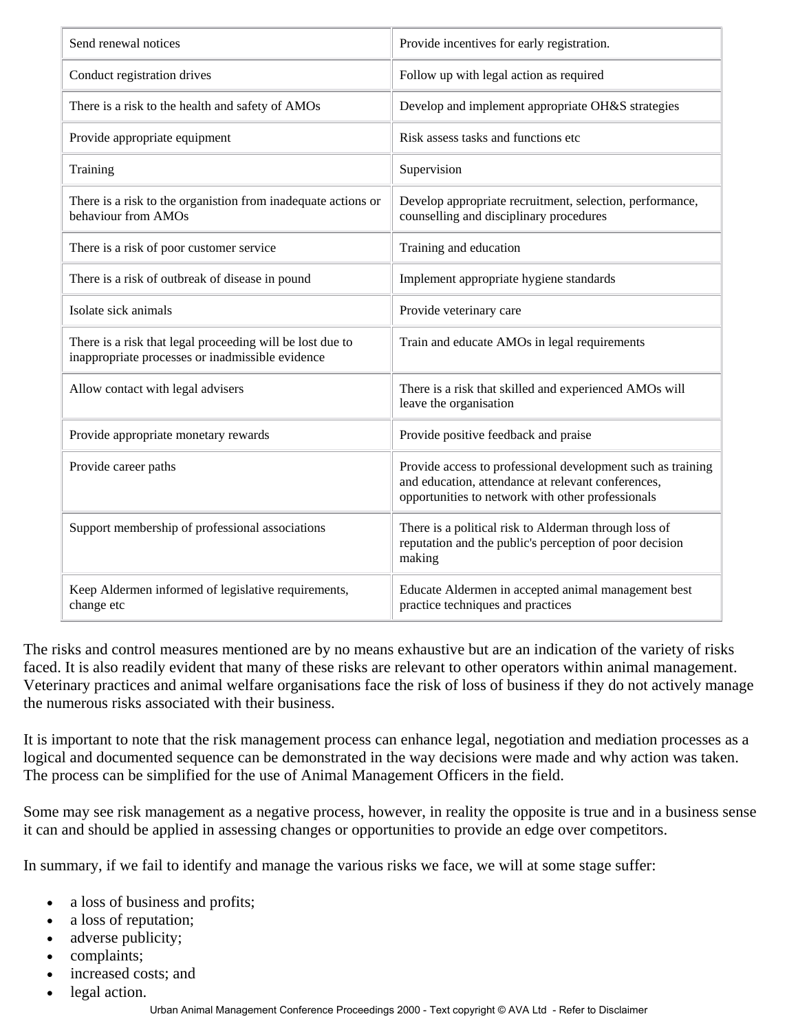| | |
|---|---|
| Send renewal notices | Provide incentives for early registration. |
| Conduct registration drives | Follow up with legal action as required |
| There is a risk to the health and safety of AMOs | Develop and implement appropriate OH&S strategies |
| Provide appropriate equipment | Risk assess tasks and functions etc |
| Training | Supervision |
| There is a risk to the organistion from inadequate actions or behaviour from AMOs | Develop appropriate recruitment, selection, performance, counselling and disciplinary procedures |
| There is a risk of poor customer service | Training and education |
| There is a risk of outbreak of disease in pound | Implement appropriate hygiene standards |
| Isolate sick animals | Provide veterinary care |
| There is a risk that legal proceeding will be lost due to inappropriate processes or inadmissible evidence | Train and educate AMOs in legal requirements |
| Allow contact with legal advisers | There is a risk that skilled and experienced AMOs will leave the organisation |
| Provide appropriate monetary rewards | Provide positive feedback and praise |
| Provide career paths | Provide access to professional development such as training and education, attendance at relevant conferences, opportunities to network with other professionals |
| Support membership of professional associations | There is a political risk to Alderman through loss of reputation and the public's perception of poor decision making |
| Keep Aldermen informed of legislative requirements, change etc | Educate Aldermen in accepted animal management best practice techniques and practices |

The risks and control measures mentioned are by no means exhaustive but are an indication of the variety of risks faced. It is also readily evident that many of these risks are relevant to other operators within animal management. Veterinary practices and animal welfare organisations face the risk of loss of business if they do not actively manage the numerous risks associated with their business.

It is important to note that the risk management process can enhance legal, negotiation and mediation processes as a logical and documented sequence can be demonstrated in the way decisions were made and why action was taken. The process can be simplified for the use of Animal Management Officers in the field.

Some may see risk management as a negative process, however, in reality the opposite is true and in a business sense it can and should be applied in assessing changes or opportunities to provide an edge over competitors.

In summary, if we fail to identify and manage the various risks we face, we will at some stage suffer:

- a loss of business and profits;
- a loss of reputation;
- adverse publicity;
- complaints;
- increased costs; and
- legal action.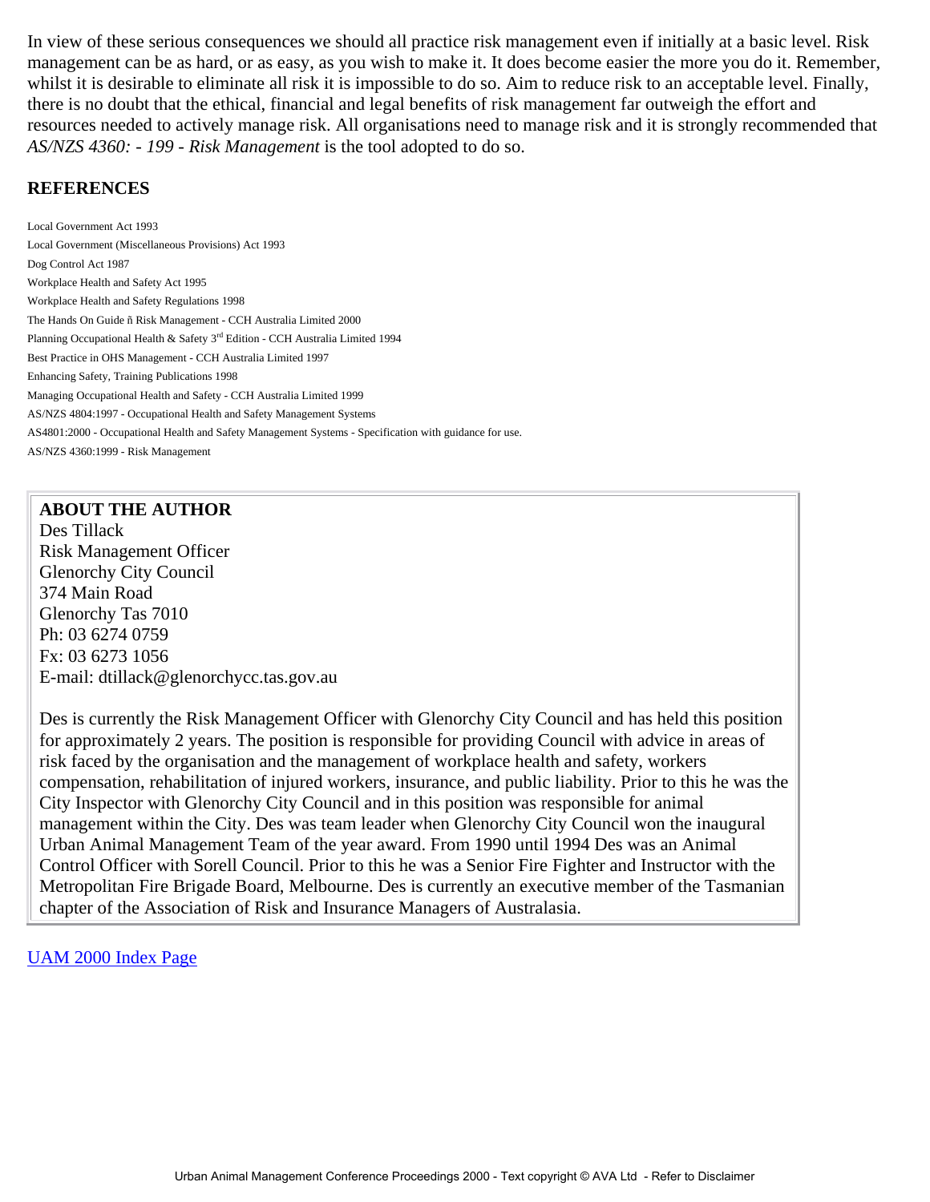In view of these serious consequences we should all practice risk management even if initially at a basic level. Risk management can be as hard, or as easy, as you wish to make it. It does become easier the more you do it. Remember, whilst it is desirable to eliminate all risk it is impossible to do so. Aim to reduce risk to an acceptable level. Finally, there is no doubt that the ethical, financial and legal benefits of risk management far outweigh the effort and resources needed to actively manage risk. All organisations need to manage risk and it is strongly recommended that *AS/NZS 4360: - 199 - Risk Management* is the tool adopted to do so.

## REFERENCES

Local Government Act 1993

Local Government (Miscellaneous Provisions) Act 1993

Dog Control Act 1987

Workplace Health and Safety Act 1995

Workplace Health and Safety Regulations 1998

The Hands On Guide ñ Risk Management - CCH Australia Limited 2000

Planning Occupational Health & Safety 3rd Edition - CCH Australia Limited 1994

Best Practice in OHS Management - CCH Australia Limited 1997

Enhancing Safety, Training Publications 1998

Managing Occupational Health and Safety - CCH Australia Limited 1999

AS/NZS 4804:1997 - Occupational Health and Safety Management Systems

AS4801:2000 - Occupational Health and Safety Management Systems - Specification with guidance for use.

AS/NZS 4360:1999 - Risk Management

**ABOUT THE AUTHOR**

Des Tillack
Risk Management Officer
Glenorchy City Council
374 Main Road
Glenorchy Tas 7010
Ph: 03 6274 0759
Fx: 03 6273 1056
E-mail: dtillack@glenorchycc.tas.gov.au

Des is currently the Risk Management Officer with Glenorchy City Council and has held this position for approximately 2 years. The position is responsible for providing Council with advice in areas of risk faced by the organisation and the management of workplace health and safety, workers compensation, rehabilitation of injured workers, insurance, and public liability. Prior to this he was the City Inspector with Glenorchy City Council and in this position was responsible for animal management within the City. Des was team leader when Glenorchy City Council won the inaugural Urban Animal Management Team of the year award. From 1990 until 1994 Des was an Animal Control Officer with Sorell Council. Prior to this he was a Senior Fire Fighter and Instructor with the Metropolitan Fire Brigade Board, Melbourne. Des is currently an executive member of the Tasmanian chapter of the Association of Risk and Insurance Managers of Australasia.

UAM 2000 Index Page